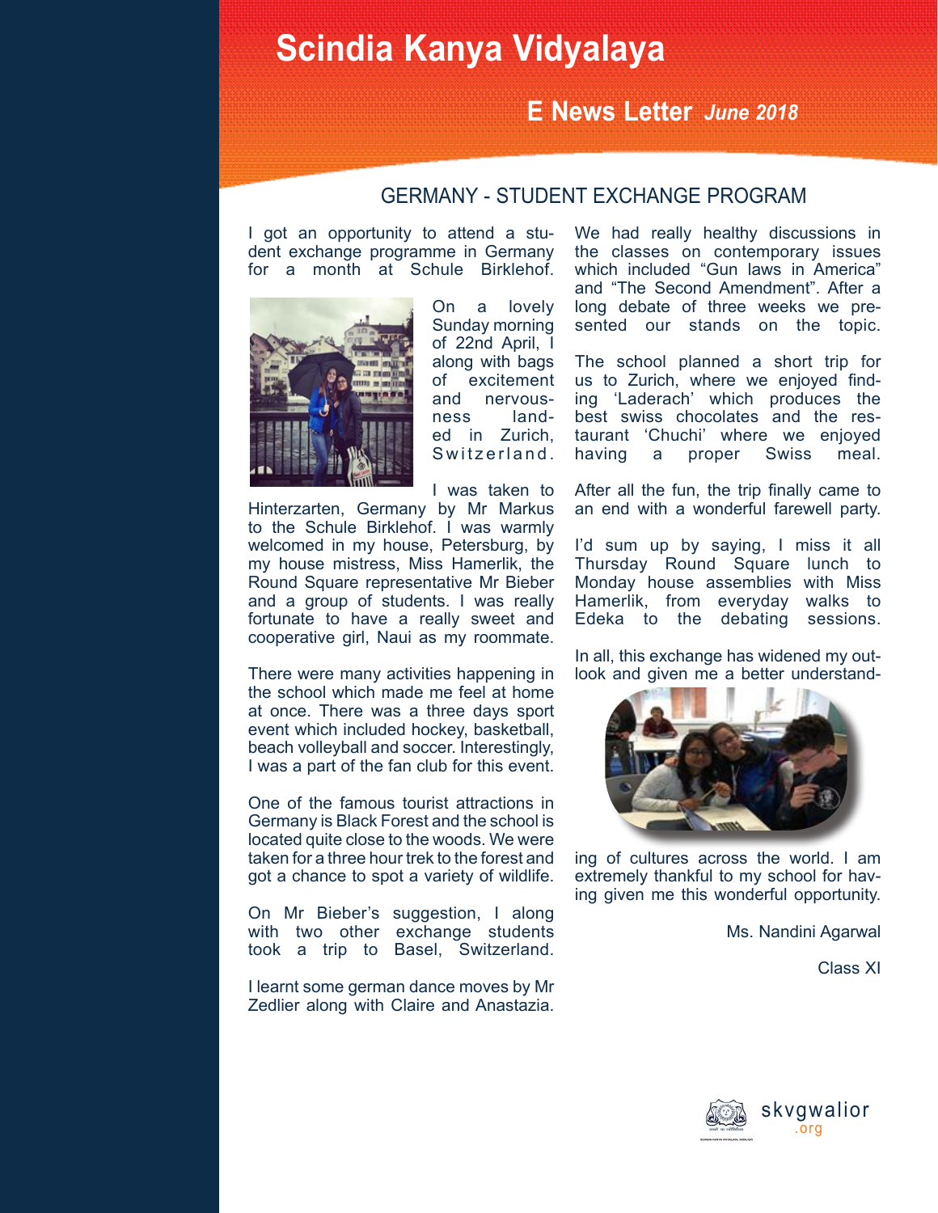# Scindia Kanya Vidyalaya

## E News Letter *June 2018*

### GERMANY - STUDENT EXCHANGE PROGRAM

I got an opportunity to attend a student exchange programme in Germany for a month at Schule Birklehof.

On a lovely Sunday morning of 22nd April, I along with bags of excitement and nervousness landed in Zurich, Switzerland.

I was taken to Hinterzarten, Germany by Mr Markus to the Schule Birklehof. I was warmly welcomed in my house, Petersburg, by my house mistress, Miss Hamerlik, the Round Square representative Mr Bieber and a group of students. I was really fortunate to have a really sweet and cooperative girl, Naui as my roommate.

There were many activities happening in the school which made me feel at home at once. There was a three days sport event which included hockey, basketball, beach volleyball and soccer. Interestingly, I was a part of the fan club for this event.

One of the famous tourist attractions in Germany is Black Forest and the school is located quite close to the woods. We were taken for a three hour trek to the forest and got a chance to spot a variety of wildlife.

On Mr Bieber's suggestion, I along with two other exchange students took a trip to Basel, Switzerland.

I learnt some german dance moves by Mr Zedlier along with Claire and Anastazia.

We had really healthy discussions in the classes on contemporary issues which included "Gun laws in America" and "The Second Amendment". After a long debate of three weeks we presented our stands on the topic.

The school planned a short trip for us to Zurich, where we enjoyed finding 'Laderach' which produces the best swiss chocolates and the restaurant 'Chuchi' where we enjoyed having a proper Swiss meal.

After all the fun, the trip finally came to an end with a wonderful farewell party.

I'd sum up by saying, I miss it all Thursday Round Square lunch to Monday house assemblies with Miss Hamerlik, from everyday walks to Edeka to the debating sessions.

In all, this exchange has widened my outlook and given me a better understanding of cultures across the world. I am extremely thankful to my school for having given me this wonderful opportunity.

Ms. Nandini Agarwal

Class XI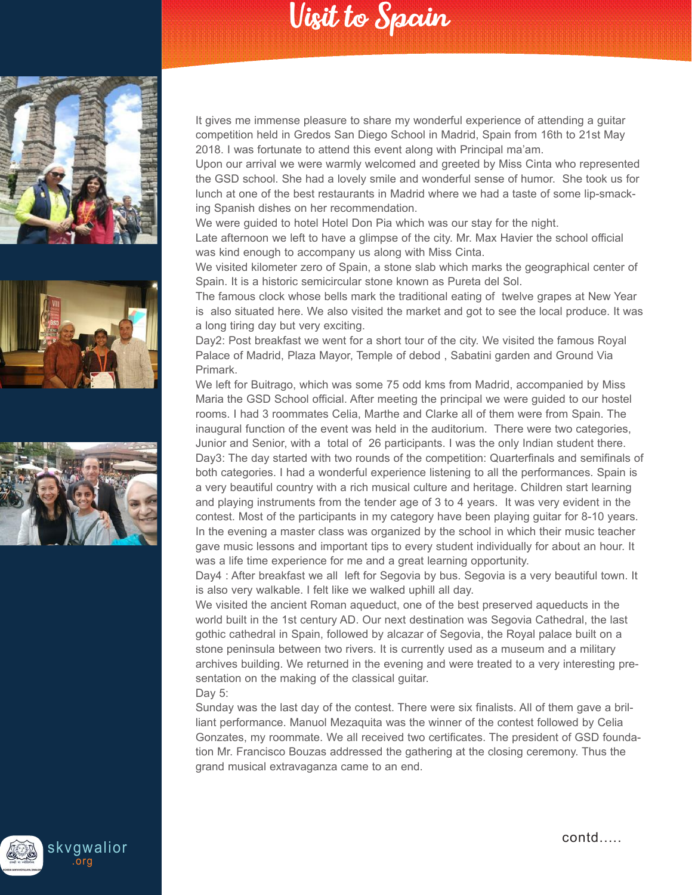# Visit to Spain

It gives me immense pleasure to share my wonderful experience of attending a guitar competition held in Gredos San Diego School in Madrid, Spain from 16th to 21st May 2018. I was fortunate to attend this event along with Principal ma'am.

Upon our arrival we were warmly welcomed and greeted by Miss Cinta who represented the GSD school. She had a lovely smile and wonderful sense of humor. She took us for lunch at one of the best restaurants in Madrid where we had a taste of some lip-smacking Spanish dishes on her recommendation.

We were guided to hotel Hotel Don Pia which was our stay for the night.

Late afternoon we left to have a glimpse of the city. Mr. Max Havier the school official was kind enough to accompany us along with Miss Cinta.

We visited kilometer zero of Spain, a stone slab which marks the geographical center of Spain. It is a historic semicircular stone known as Pureta del Sol.

The famous clock whose bells mark the traditional eating of twelve grapes at New Year is also situated here. We also visited the market and got to see the local produce. It was a long tiring day but very exciting.

Day2: Post breakfast we went for a short tour of the city. We visited the famous Royal Palace of Madrid, Plaza Mayor, Temple of debod , Sabatini garden and Ground Via Primark.

We left for Buitrago, which was some 75 odd kms from Madrid, accompanied by Miss Maria the GSD School official. After meeting the principal we were guided to our hostel rooms. I had 3 roommates Celia, Marthe and Clarke all of them were from Spain. The inaugural function of the event was held in the auditorium. There were two categories, Junior and Senior, with a total of 26 participants. I was the only Indian student there.

Day3: The day started with two rounds of the competition: Quarterfinals and semifinals of both categories. I had a wonderful experience listening to all the performances. Spain is a very beautiful country with a rich musical culture and heritage. Children start learning and playing instruments from the tender age of 3 to 4 years. It was very evident in the contest. Most of the participants in my category have been playing guitar for 8-10 years. In the evening a master class was organized by the school in which their music teacher gave music lessons and important tips to every student individually for about an hour. It was a life time experience for me and a great learning opportunity.

Day4 : After breakfast we all left for Segovia by bus. Segovia is a very beautiful town. It is also very walkable. I felt like we walked uphill all day.

We visited the ancient Roman aqueduct, one of the best preserved aqueducts in the world built in the 1st century AD. Our next destination was Segovia Cathedral, the last gothic cathedral in Spain, followed by alcazar of Segovia, the Royal palace built on a stone peninsula between two rivers. It is currently used as a museum and a military archives building. We returned in the evening and were treated to a very interesting presentation on the making of the classical guitar.

Day 5:

Sunday was the last day of the contest. There were six finalists. All of them gave a brilliant performance. Manuol Mezaquita was the winner of the contest followed by Celia Gonzates, my roommate. We all received two certificates. The president of GSD foundation Mr. Francisco Bouzas addressed the gathering at the closing ceremony. Thus the grand musical extravaganza came to an end.

contd.....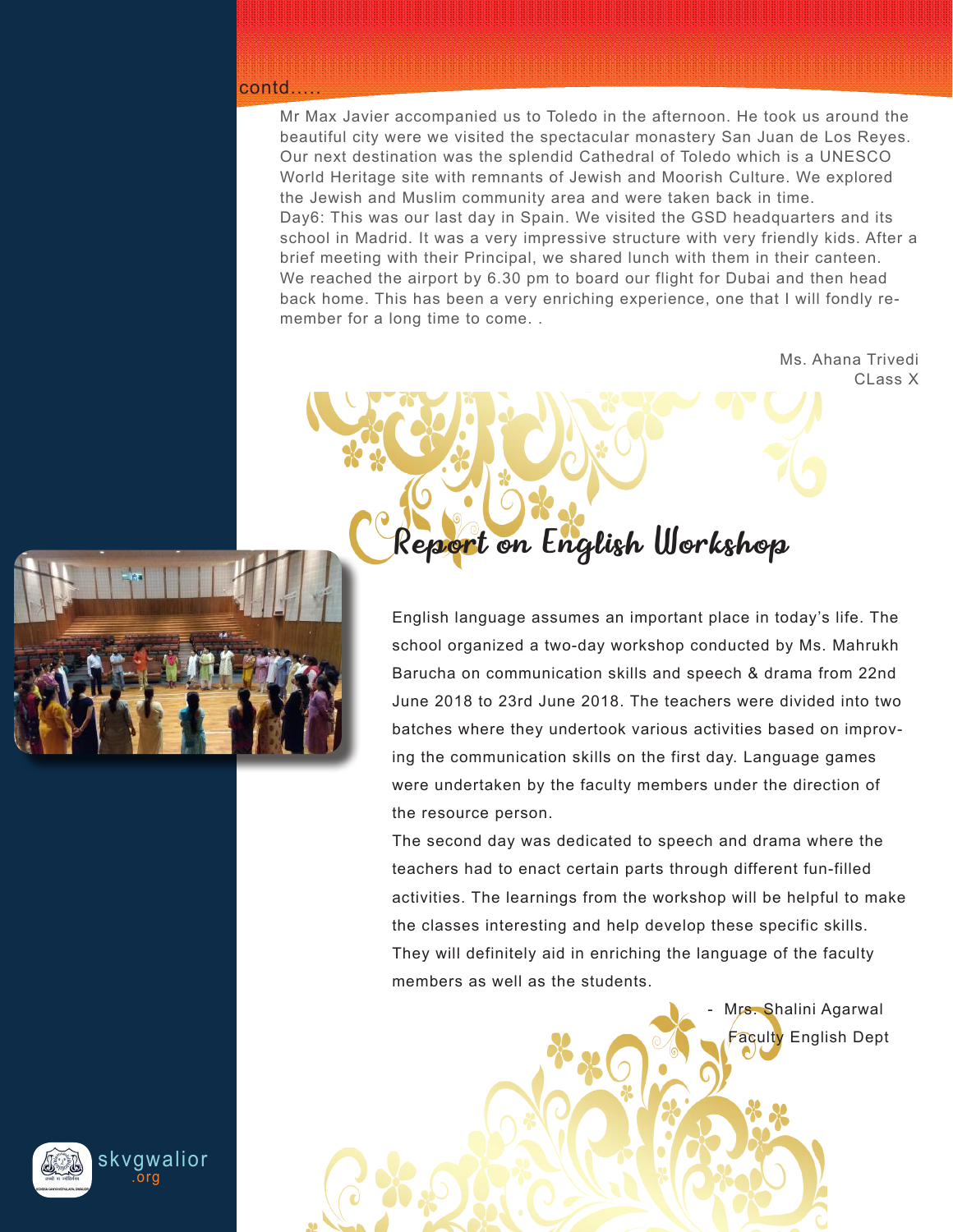contd.....

Mr Max Javier accompanied us to Toledo in the afternoon. He took us around the beautiful city were we visited the spectacular monastery San Juan de Los Reyes. Our next destination was the splendid Cathedral of Toledo which is a UNESCO World Heritage site with remnants of Jewish and Moorish Culture. We explored the Jewish and Muslim community area and were taken back in time.

Day6: This was our last day in Spain. We visited the GSD headquarters and its school in Madrid. It was a very impressive structure with very friendly kids. After a brief meeting with their Principal, we shared lunch with them in their canteen. We reached the airport by 6.30 pm to board our flight for Dubai and then head back home. This has been a very enriching experience, one that I will fondly remember for a long time to come. .

Ms. Ahana Trivedi
CLass X

# Report on English Workshop

English language assumes an important place in today's life. The school organized a two-day workshop conducted by Ms. Mahrukh Barucha on communication skills and speech & drama from 22nd June 2018 to 23rd June 2018. The teachers were divided into two batches where they undertook various activities based on improving the communication skills on the first day. Language games were undertaken by the faculty members under the direction of the resource person.

The second day was dedicated to speech and drama where the teachers had to enact certain parts through different fun-filled activities. The learnings from the workshop will be helpful to make the classes interesting and help develop these specific skills. They will definitely aid in enriching the language of the faculty members as well as the students.

- Mrs. Shalini Agarwal
Faculty English Dept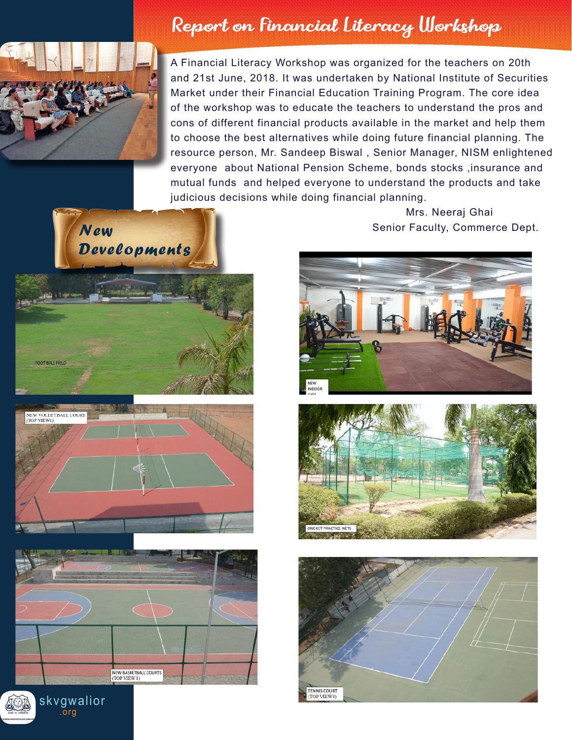# Report on Financial Literacy Workshop

A Financial Literacy Workshop was organized for the teachers on 20th and 21st June, 2018. It was undertaken by National Institute of Securities Market under their Financial Education Training Program. The core idea of the workshop was to educate the teachers to understand the pros and cons of different financial products available in the market and help them to choose the best alternatives while doing future financial planning. The resource person, Mr. Sandeep Biswal , Senior Manager, NISM enlightened everyone about National Pension Scheme, bonds stocks ,insurance and mutual funds and helped everyone to understand the products and take judicious decisions while doing financial planning.

Mrs. Neeraj Ghai
Senior Faculty, Commerce Dept.

## New Developments

FOOT BALL FIELD

NEW INDOOR GYM

NEW VOLLEYBALL COURT (TOP VIEW1)

CRICKET PRACTICE NETS

NEW BASKETBALL COURTS (TOP VIEW 1)

TENNIS COURT (TOP VIEW1)

skvgwalior.org